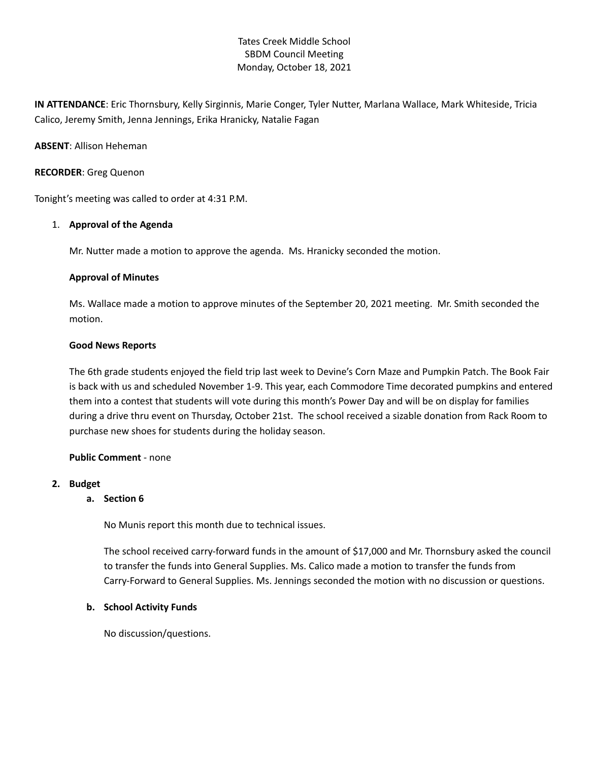Tates Creek Middle School
SBDM Council Meeting
Monday, October 18, 2021

**IN ATTENDANCE**: Eric Thornsbury, Kelly Sirginnis, Marie Conger, Tyler Nutter, Marlana Wallace, Mark Whiteside, Tricia Calico, Jeremy Smith, Jenna Jennings, Erika Hranicky, Natalie Fagan

**ABSENT**: Allison Heheman

**RECORDER**: Greg Quenon

Tonight's meeting was called to order at 4:31 P.M.

1. **Approval of the Agenda**

   Mr. Nutter made a motion to approve the agenda. Ms. Hranicky seconded the motion.

   **Approval of Minutes**

   Ms. Wallace made a motion to approve minutes of the September 20, 2021 meeting. Mr. Smith seconded the motion.

   **Good News Reports**

   The 6th grade students enjoyed the field trip last week to Devine's Corn Maze and Pumpkin Patch. The Book Fair is back with us and scheduled November 1-9. This year, each Commodore Time decorated pumpkins and entered them into a contest that students will vote during this month's Power Day and will be on display for families during a drive thru event on Thursday, October 21st. The school received a sizable donation from Rack Room to purchase new shoes for students during the holiday season.

   **Public Comment** - none

2. **Budget**
   a. **Section 6**

      No Munis report this month due to technical issues.

      The school received carry-forward funds in the amount of $17,000 and Mr. Thornsbury asked the council to transfer the funds into General Supplies. Ms. Calico made a motion to transfer the funds from Carry-Forward to General Supplies. Ms. Jennings seconded the motion with no discussion or questions.

   b. **School Activity Funds**

      No discussion/questions.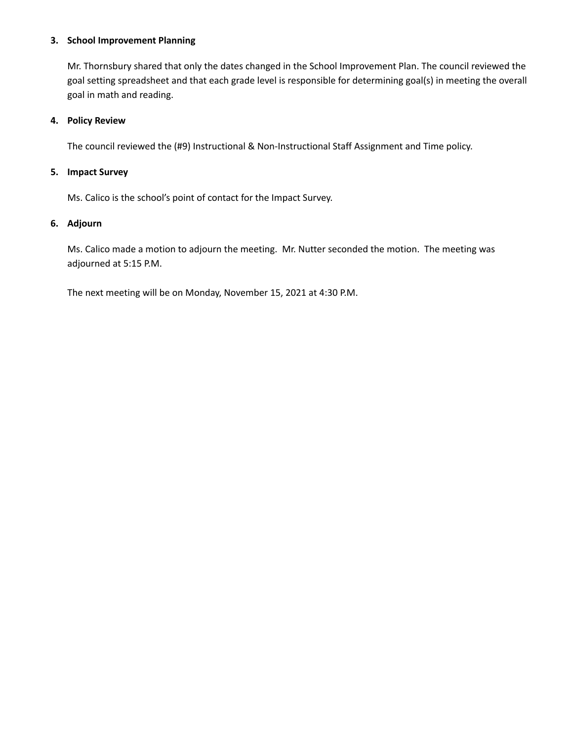3. **School Improvement Planning**

   Mr. Thornsbury shared that only the dates changed in the School Improvement Plan. The council reviewed the goal setting spreadsheet and that each grade level is responsible for determining goal(s) in meeting the overall goal in math and reading.

4. **Policy Review**

   The council reviewed the (#9) Instructional & Non-Instructional Staff Assignment and Time policy.

5. **Impact Survey**

   Ms. Calico is the school's point of contact for the Impact Survey.

6. **Adjourn**

   Ms. Calico made a motion to adjourn the meeting. Mr. Nutter seconded the motion. The meeting was adjourned at 5:15 P.M.

   The next meeting will be on Monday, November 15, 2021 at 4:30 P.M.